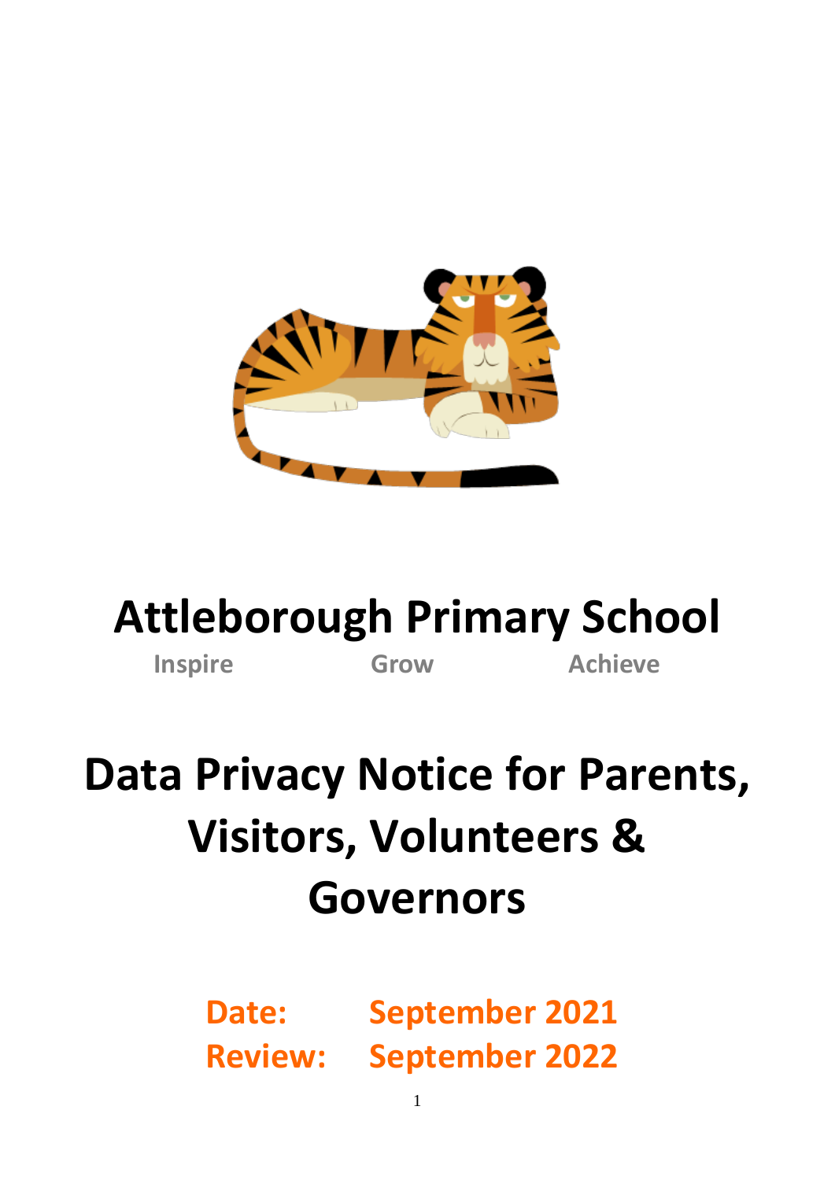# Attleborough Primary School

Inspire Grow Achieve

# Data Privacy Notice for Parents, Visitors, Volunteers & Governors

**Date:** September 2021

**Review:** September 2022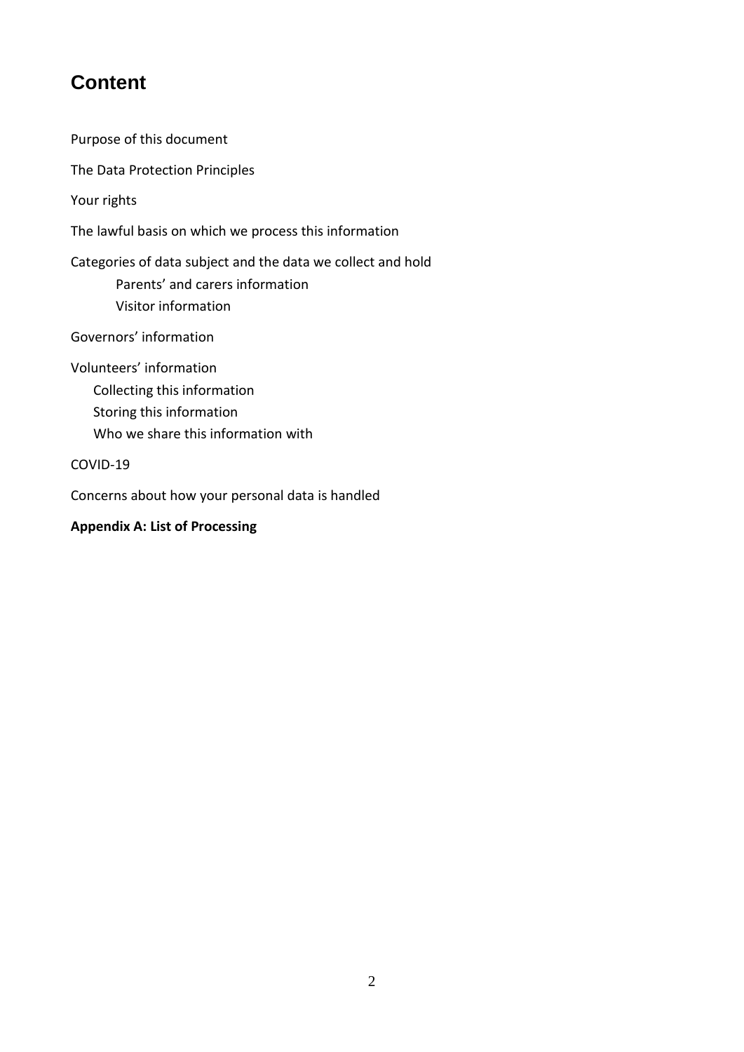## Content

Purpose of this document

The Data Protection Principles

Your rights

The lawful basis on which we process this information

Categories of data subject and the data we collect and hold

- Parents' and carers information
- Visitor information

Governors' information

Volunteers' information

- Collecting this information
- Storing this information
- Who we share this information with

COVID-19

Concerns about how your personal data is handled

**Appendix A: List of Processing**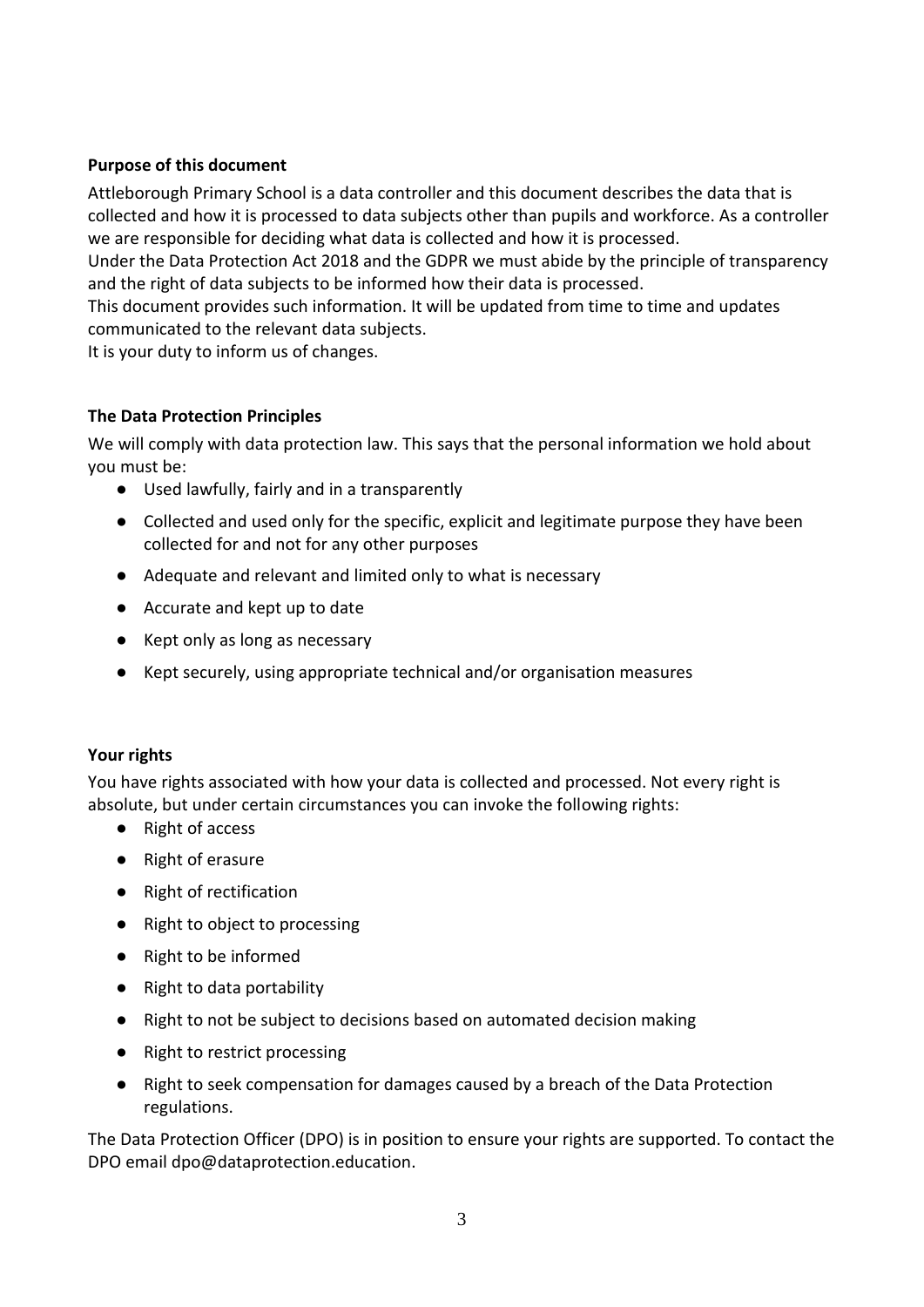**Purpose of this document**

Attleborough Primary School is a data controller and this document describes the data that is collected and how it is processed to data subjects other than pupils and workforce. As a controller we are responsible for deciding what data is collected and how it is processed.
Under the Data Protection Act 2018 and the GDPR we must abide by the principle of transparency and the right of data subjects to be informed how their data is processed.
This document provides such information. It will be updated from time to time and updates communicated to the relevant data subjects.
It is your duty to inform us of changes.

**The Data Protection Principles**

We will comply with data protection law. This says that the personal information we hold about you must be:

- Used lawfully, fairly and in a transparently
- Collected and used only for the specific, explicit and legitimate purpose they have been collected for and not for any other purposes
- Adequate and relevant and limited only to what is necessary
- Accurate and kept up to date
- Kept only as long as necessary
- Kept securely, using appropriate technical and/or organisation measures

**Your rights**

You have rights associated with how your data is collected and processed. Not every right is absolute, but under certain circumstances you can invoke the following rights:

- Right of access
- Right of erasure
- Right of rectification
- Right to object to processing
- Right to be informed
- Right to data portability
- Right to not be subject to decisions based on automated decision making
- Right to restrict processing
- Right to seek compensation for damages caused by a breach of the Data Protection regulations.

The Data Protection Officer (DPO) is in position to ensure your rights are supported. To contact the DPO email dpo@dataprotection.education.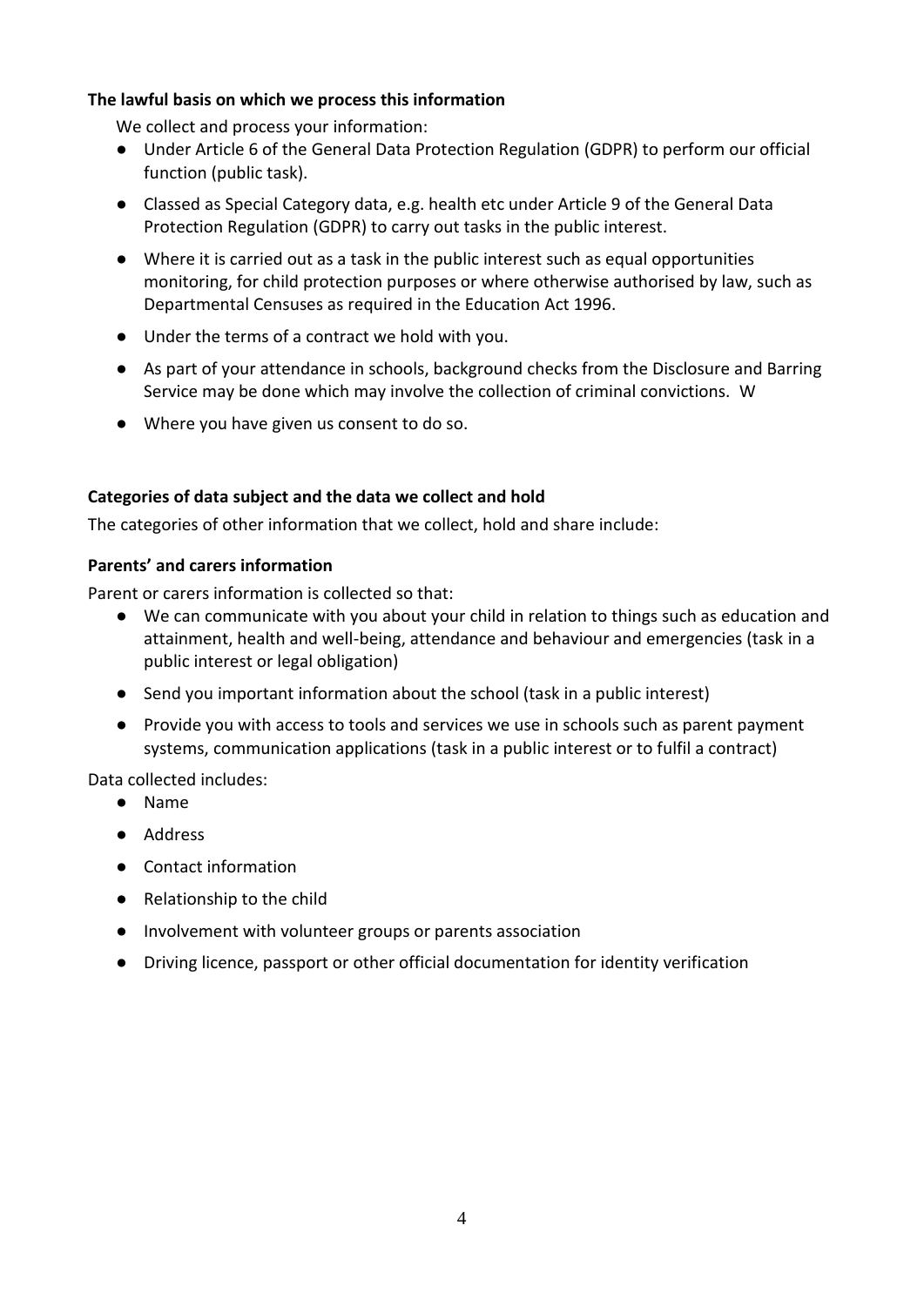**The lawful basis on which we process this information**

We collect and process your information:

- Under Article 6 of the General Data Protection Regulation (GDPR) to perform our official function (public task).
- Classed as Special Category data, e.g. health etc under Article 9 of the General Data Protection Regulation (GDPR) to carry out tasks in the public interest.
- Where it is carried out as a task in the public interest such as equal opportunities monitoring, for child protection purposes or where otherwise authorised by law, such as Departmental Censuses as required in the Education Act 1996.
- Under the terms of a contract we hold with you.
- As part of your attendance in schools, background checks from the Disclosure and Barring Service may be done which may involve the collection of criminal convictions. W
- Where you have given us consent to do so.

**Categories of data subject and the data we collect and hold**

The categories of other information that we collect, hold and share include:

**Parents' and carers information**

Parent or carers information is collected so that:

- We can communicate with you about your child in relation to things such as education and attainment, health and well-being, attendance and behaviour and emergencies (task in a public interest or legal obligation)
- Send you important information about the school (task in a public interest)
- Provide you with access to tools and services we use in schools such as parent payment systems, communication applications (task in a public interest or to fulfil a contract)

Data collected includes:

- Name
- Address
- Contact information
- Relationship to the child
- Involvement with volunteer groups or parents association
- Driving licence, passport or other official documentation for identity verification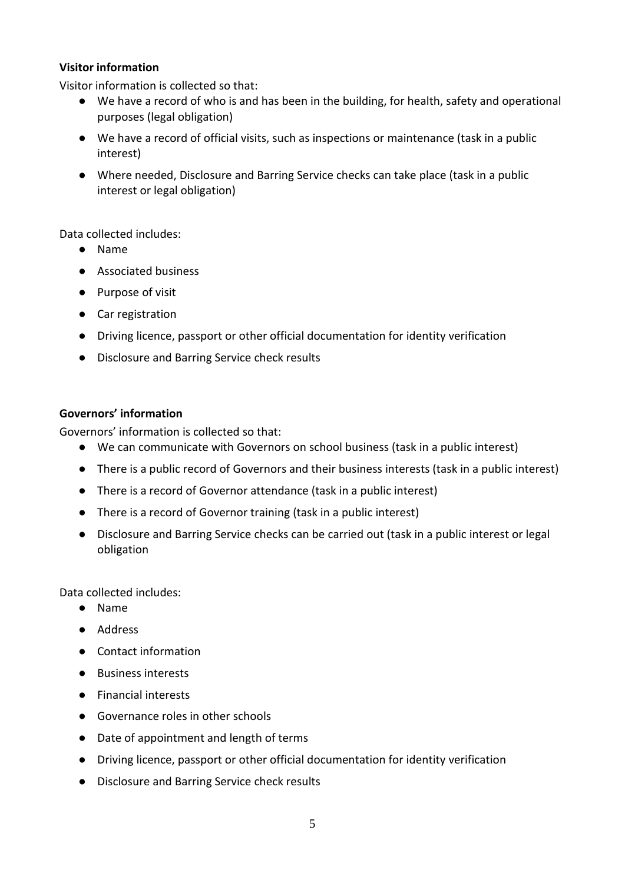**Visitor information**

Visitor information is collected so that:

- We have a record of who is and has been in the building, for health, safety and operational purposes (legal obligation)
- We have a record of official visits, such as inspections or maintenance (task in a public interest)
- Where needed, Disclosure and Barring Service checks can take place (task in a public interest or legal obligation)

Data collected includes:

- Name
- Associated business
- Purpose of visit
- Car registration
- Driving licence, passport or other official documentation for identity verification
- Disclosure and Barring Service check results

**Governors' information**

Governors' information is collected so that:

- We can communicate with Governors on school business (task in a public interest)
- There is a public record of Governors and their business interests (task in a public interest)
- There is a record of Governor attendance (task in a public interest)
- There is a record of Governor training (task in a public interest)
- Disclosure and Barring Service checks can be carried out (task in a public interest or legal obligation

Data collected includes:

- Name
- Address
- Contact information
- Business interests
- Financial interests
- Governance roles in other schools
- Date of appointment and length of terms
- Driving licence, passport or other official documentation for identity verification
- Disclosure and Barring Service check results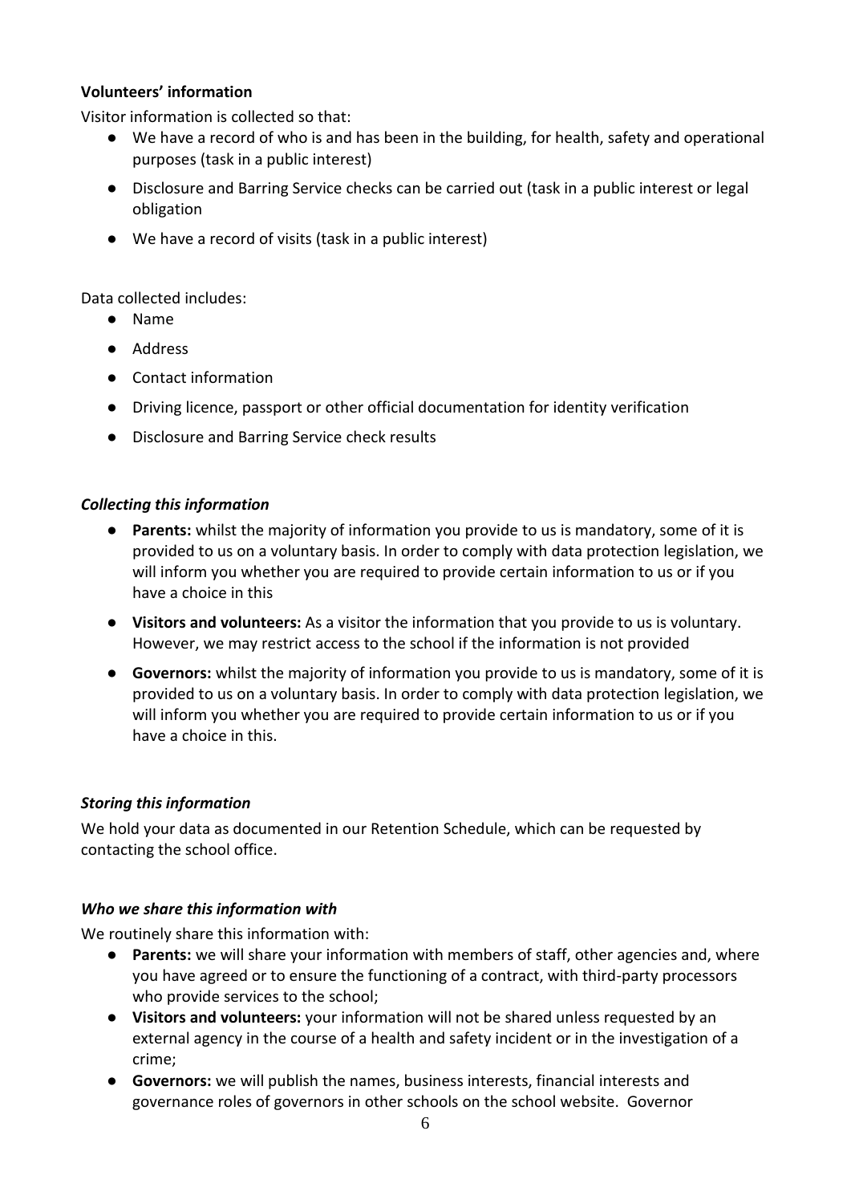**Volunteers' information**

Visitor information is collected so that:

- We have a record of who is and has been in the building, for health, safety and operational purposes (task in a public interest)
- Disclosure and Barring Service checks can be carried out (task in a public interest or legal obligation
- We have a record of visits (task in a public interest)

Data collected includes:

- Name
- Address
- Contact information
- Driving licence, passport or other official documentation for identity verification
- Disclosure and Barring Service check results

***Collecting this information***

- **Parents:** whilst the majority of information you provide to us is mandatory, some of it is provided to us on a voluntary basis. In order to comply with data protection legislation, we will inform you whether you are required to provide certain information to us or if you have a choice in this
- **Visitors and volunteers:** As a visitor the information that you provide to us is voluntary. However, we may restrict access to the school if the information is not provided
- **Governors:** whilst the majority of information you provide to us is mandatory, some of it is provided to us on a voluntary basis. In order to comply with data protection legislation, we will inform you whether you are required to provide certain information to us or if you have a choice in this.

***Storing this information***

We hold your data as documented in our Retention Schedule, which can be requested by contacting the school office.

***Who we share this information with***

We routinely share this information with:

- **Parents:** we will share your information with members of staff, other agencies and, where you have agreed or to ensure the functioning of a contract, with third-party processors who provide services to the school;
- **Visitors and volunteers:** your information will not be shared unless requested by an external agency in the course of a health and safety incident or in the investigation of a crime;
- **Governors:** we will publish the names, business interests, financial interests and governance roles of governors in other schools on the school website. Governor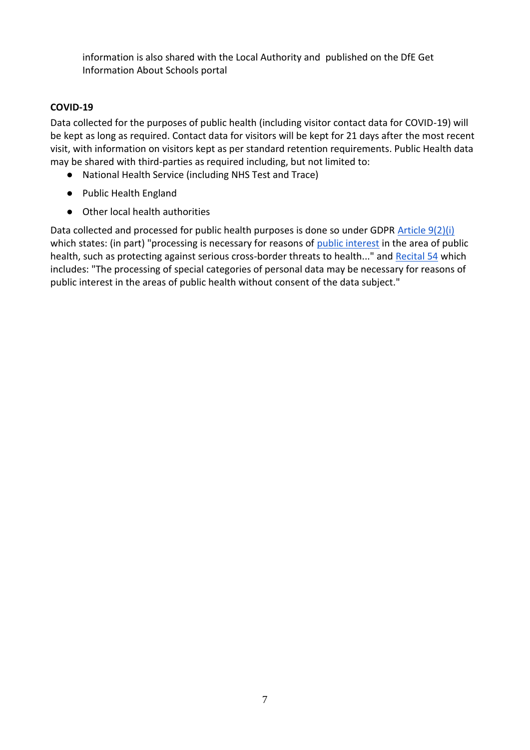information is also shared with the Local Authority and published on the DfE Get Information About Schools portal

**COVID-19**

Data collected for the purposes of public health (including visitor contact data for COVID-19) will be kept as long as required. Contact data for visitors will be kept for 21 days after the most recent visit, with information on visitors kept as per standard retention requirements. Public Health data may be shared with third-parties as required including, but not limited to:

- National Health Service (including NHS Test and Trace)
- Public Health England
- Other local health authorities

Data collected and processed for public health purposes is done so under GDPR Article 9(2)(i) which states: (in part) "processing is necessary for reasons of public interest in the area of public health, such as protecting against serious cross-border threats to health..." and Recital 54 which includes: "The processing of special categories of personal data may be necessary for reasons of public interest in the areas of public health without consent of the data subject."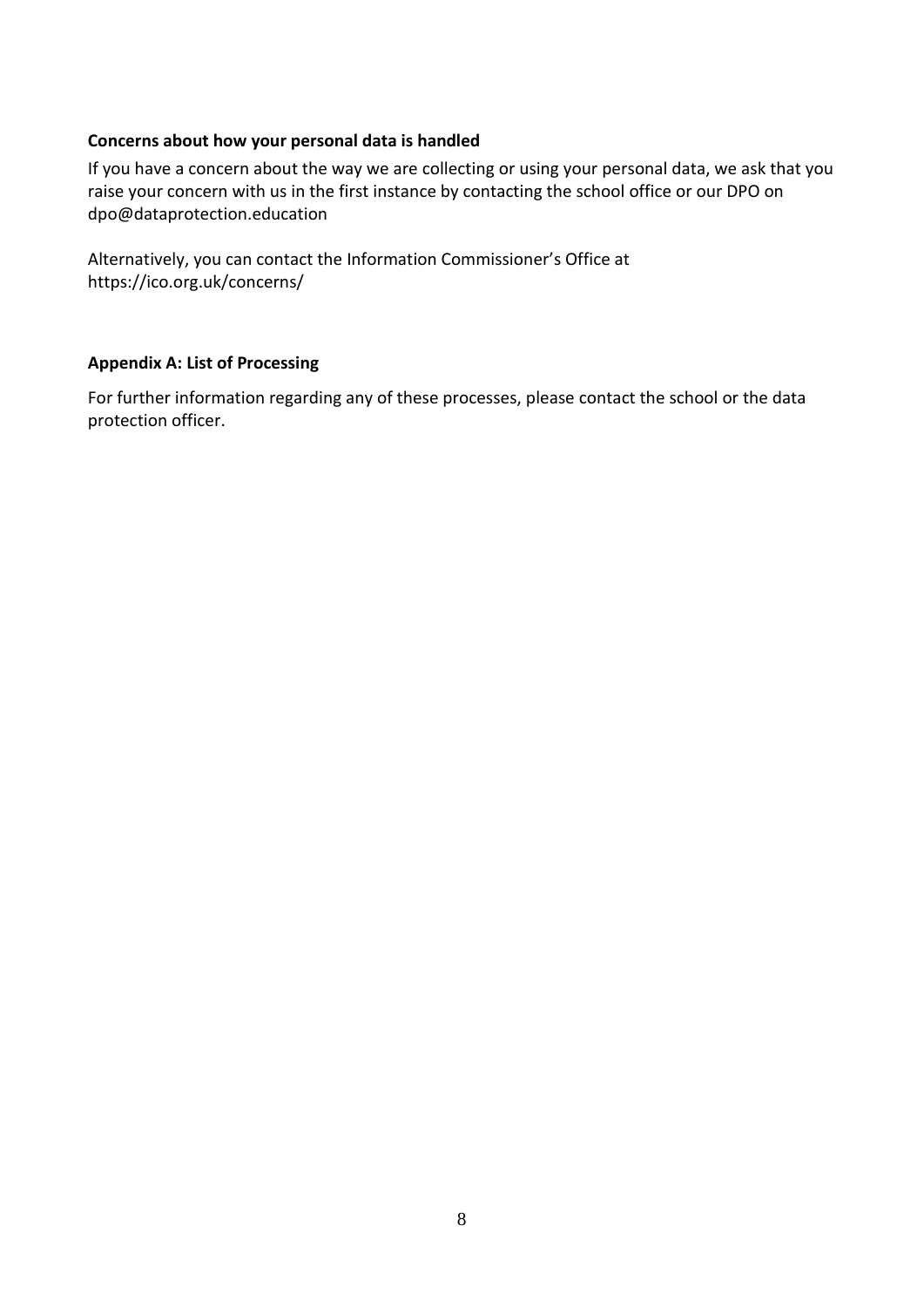**Concerns about how your personal data is handled**

If you have a concern about the way we are collecting or using your personal data, we ask that you raise your concern with us in the first instance by contacting the school office or our DPO on dpo@dataprotection.education

Alternatively, you can contact the Information Commissioner's Office at https://ico.org.uk/concerns/

**Appendix A: List of Processing**

For further information regarding any of these processes, please contact the school or the data protection officer.